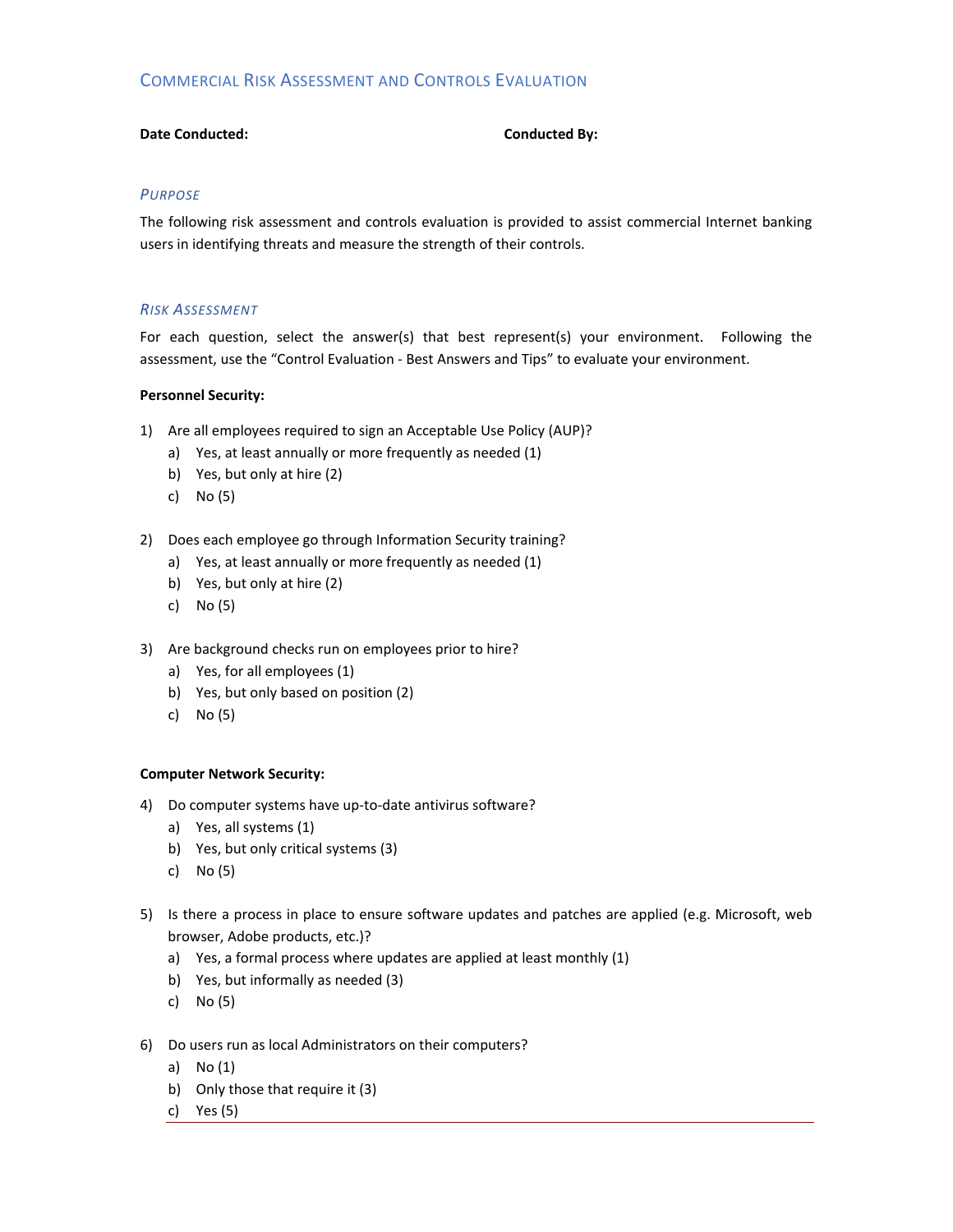# Commercial Risk Assessment and Controls Evaluation

**Date Conducted:** **Conducted By:**

## *Purpose*

The following risk assessment and controls evaluation is provided to assist commercial Internet banking users in identifying threats and measure the strength of their controls.

## *Risk Assessment*

For each question, select the answer(s) that best represent(s) your environment. Following the assessment, use the "Control Evaluation - Best Answers and Tips" to evaluate your environment.

**Personnel Security:**

1) Are all employees required to sign an Acceptable Use Policy (AUP)?
   a) Yes, at least annually or more frequently as needed (1)
   b) Yes, but only at hire (2)
   c) No (5)

2) Does each employee go through Information Security training?
   a) Yes, at least annually or more frequently as needed (1)
   b) Yes, but only at hire (2)
   c) No (5)

3) Are background checks run on employees prior to hire?
   a) Yes, for all employees (1)
   b) Yes, but only based on position (2)
   c) No (5)

**Computer Network Security:**

4) Do computer systems have up-to-date antivirus software?
   a) Yes, all systems (1)
   b) Yes, but only critical systems (3)
   c) No (5)

5) Is there a process in place to ensure software updates and patches are applied (e.g. Microsoft, web browser, Adobe products, etc.)?
   a) Yes, a formal process where updates are applied at least monthly (1)
   b) Yes, but informally as needed (3)
   c) No (5)

6) Do users run as local Administrators on their computers?
   a) No (1)
   b) Only those that require it (3)
   c) Yes (5)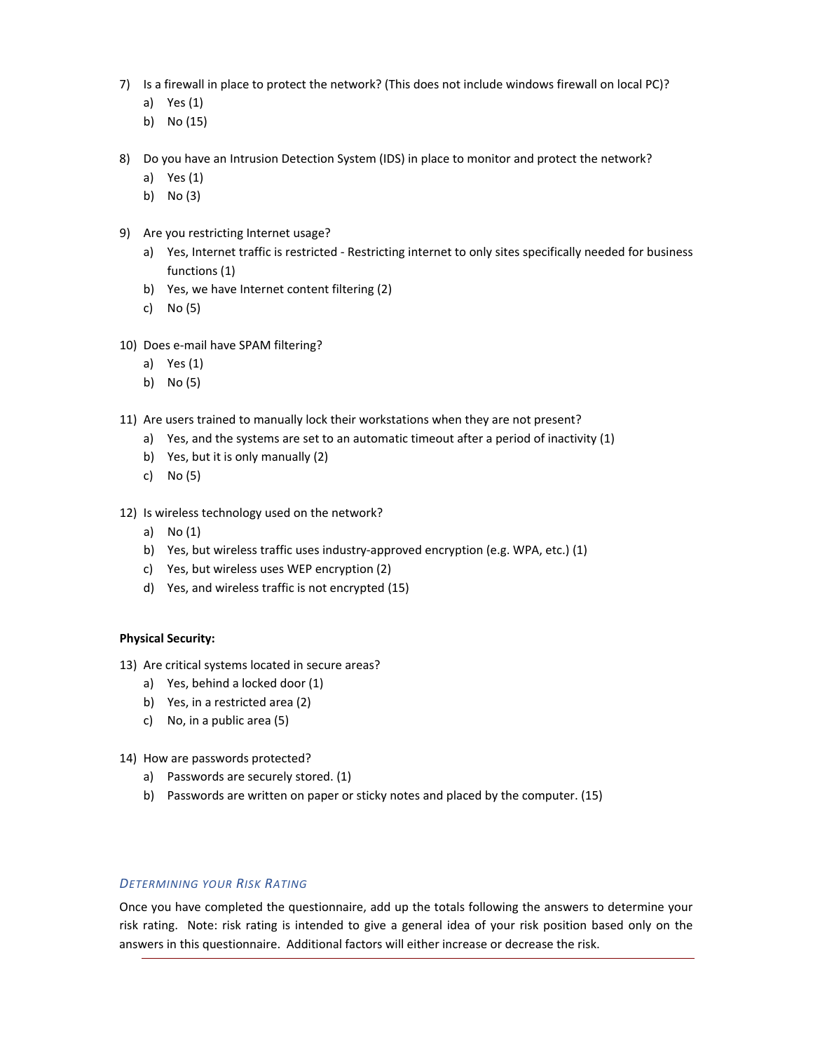7) Is a firewall in place to protect the network? (This does not include windows firewall on local PC)?
   a) Yes (1)
   b) No (15)

8) Do you have an Intrusion Detection System (IDS) in place to monitor and protect the network?
   a) Yes (1)
   b) No (3)

9) Are you restricting Internet usage?
   a) Yes, Internet traffic is restricted - Restricting internet to only sites specifically needed for business functions (1)
   b) Yes, we have Internet content filtering (2)
   c) No (5)

10) Does e-mail have SPAM filtering?
    a) Yes (1)
    b) No (5)

11) Are users trained to manually lock their workstations when they are not present?
    a) Yes, and the systems are set to an automatic timeout after a period of inactivity (1)
    b) Yes, but it is only manually (2)
    c) No (5)

12) Is wireless technology used on the network?
    a) No (1)
    b) Yes, but wireless traffic uses industry-approved encryption (e.g. WPA, etc.) (1)
    c) Yes, but wireless uses WEP encryption (2)
    d) Yes, and wireless traffic is not encrypted (15)

**Physical Security:**

13) Are critical systems located in secure areas?
    a) Yes, behind a locked door (1)
    b) Yes, in a restricted area (2)
    c) No, in a public area (5)

14) How are passwords protected?
    a) Passwords are securely stored. (1)
    b) Passwords are written on paper or sticky notes and placed by the computer. (15)

## *Determining your Risk Rating*

Once you have completed the questionnaire, add up the totals following the answers to determine your risk rating. Note: risk rating is intended to give a general idea of your risk position based only on the answers in this questionnaire. Additional factors will either increase or decrease the risk.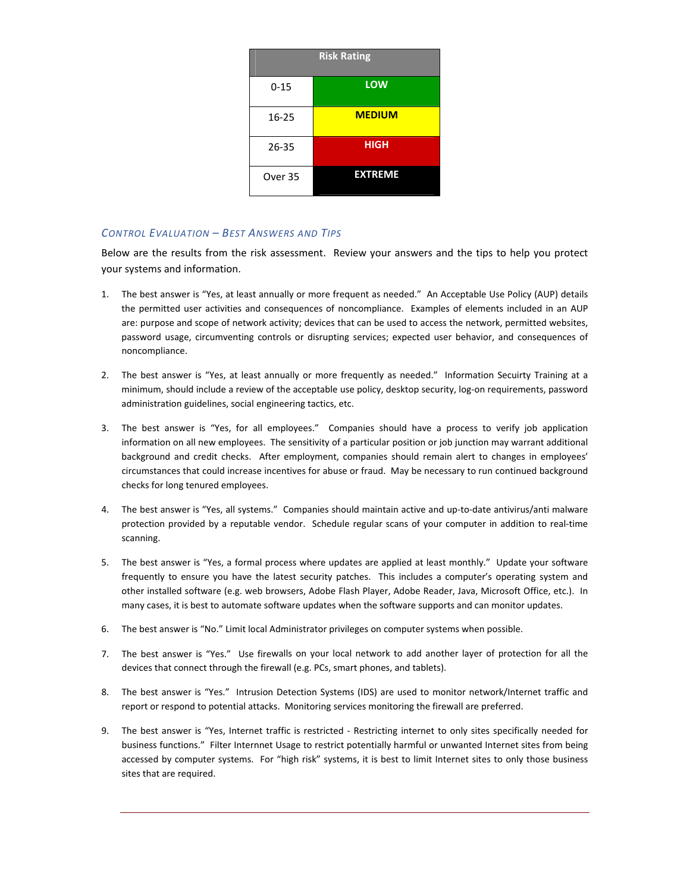| Risk Rating | |
|---|---|
| 0-15 | LOW |
| 16-25 | MEDIUM |
| 26-35 | HIGH |
| Over 35 | EXTREME |

## *Control Evaluation – Best Answers and Tips*

Below are the results from the risk assessment. Review your answers and the tips to help you protect your systems and information.

1. The best answer is "Yes, at least annually or more frequent as needed." An Acceptable Use Policy (AUP) details the permitted user activities and consequences of noncompliance. Examples of elements included in an AUP are: purpose and scope of network activity; devices that can be used to access the network, permitted websites, password usage, circumventing controls or disrupting services; expected user behavior, and consequences of noncompliance.

2. The best answer is "Yes, at least annually or more frequently as needed." Information Secuirty Training at a minimum, should include a review of the acceptable use policy, desktop security, log-on requirements, password administration guidelines, social engineering tactics, etc.

3. The best answer is "Yes, for all employees." Companies should have a process to verify job application information on all new employees. The sensitivity of a particular position or job junction may warrant additional background and credit checks. After employment, companies should remain alert to changes in employees' circumstances that could increase incentives for abuse or fraud. May be necessary to run continued background checks for long tenured employees.

4. The best answer is "Yes, all systems." Companies should maintain active and up-to-date antivirus/anti malware protection provided by a reputable vendor. Schedule regular scans of your computer in addition to real-time scanning.

5. The best answer is "Yes, a formal process where updates are applied at least monthly." Update your software frequently to ensure you have the latest security patches. This includes a computer's operating system and other installed software (e.g. web browsers, Adobe Flash Player, Adobe Reader, Java, Microsoft Office, etc.). In many cases, it is best to automate software updates when the software supports and can monitor updates.

6. The best answer is "No." Limit local Administrator privileges on computer systems when possible.

7. The best answer is "Yes." Use firewalls on your local network to add another layer of protection for all the devices that connect through the firewall (e.g. PCs, smart phones, and tablets).

8. The best answer is "Yes." Intrusion Detection Systems (IDS) are used to monitor network/Internet traffic and report or respond to potential attacks. Monitoring services monitoring the firewall are preferred.

9. The best answer is "Yes, Internet traffic is restricted - Restricting internet to only sites specifically needed for business functions." Filter Internnet Usage to restrict potentially harmful or unwanted Internet sites from being accessed by computer systems. For "high risk" systems, it is best to limit Internet sites to only those business sites that are required.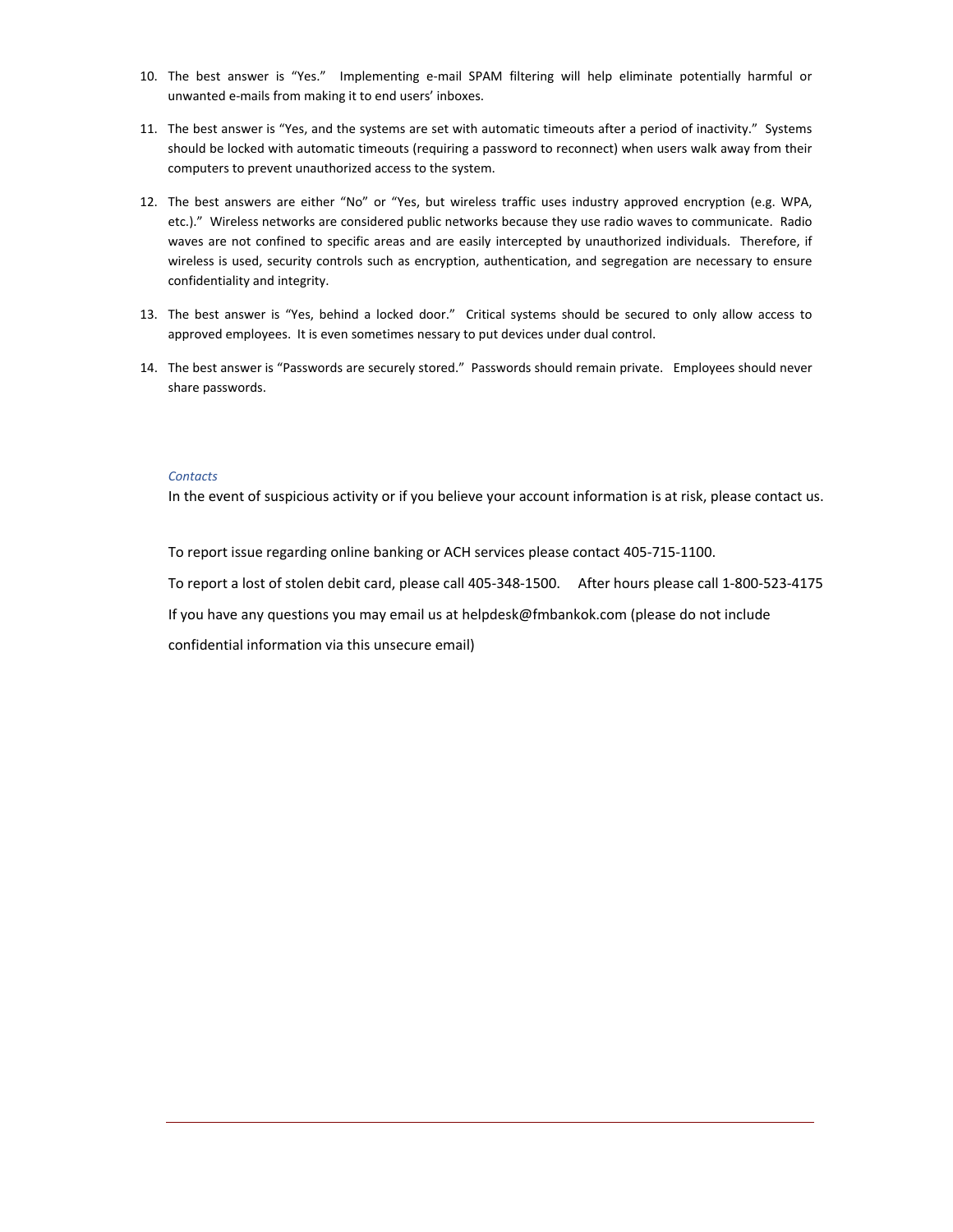10. The best answer is “Yes.” Implementing e-mail SPAM filtering will help eliminate potentially harmful or unwanted e-mails from making it to end users’ inboxes.

11. The best answer is “Yes, and the systems are set with automatic timeouts after a period of inactivity.” Systems should be locked with automatic timeouts (requiring a password to reconnect) when users walk away from their computers to prevent unauthorized access to the system.

12. The best answers are either “No” or “Yes, but wireless traffic uses industry approved encryption (e.g. WPA, etc.).” Wireless networks are considered public networks because they use radio waves to communicate. Radio waves are not confined to specific areas and are easily intercepted by unauthorized individuals. Therefore, if wireless is used, security controls such as encryption, authentication, and segregation are necessary to ensure confidentiality and integrity.

13. The best answer is “Yes, behind a locked door.” Critical systems should be secured to only allow access to approved employees. It is even sometimes nessary to put devices under dual control.

14. The best answer is “Passwords are securely stored.” Passwords should remain private. Employees should never share passwords.

*Contacts*

In the event of suspicious activity or if you believe your account information is at risk, please contact us.

To report issue regarding online banking or ACH services please contact 405-715-1100.

To report a lost of stolen debit card, please call 405-348-1500. After hours please call 1-800-523-4175

If you have any questions you may email us at helpdesk@fmbankok.com (please do not include confidential information via this unsecure email)